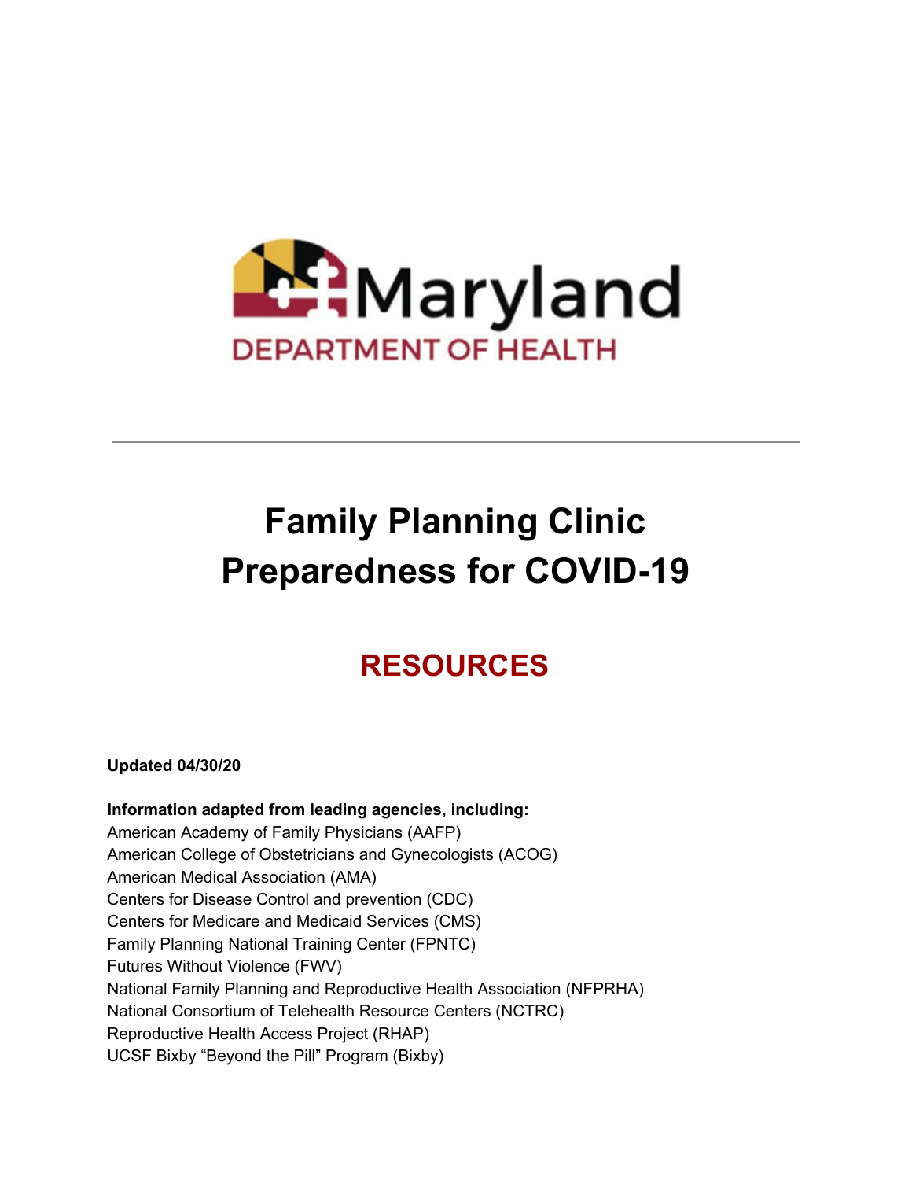Maryland

DEPARTMENT OF HEALTH

---

# Family Planning Clinic Preparedness for COVID-19

## RESOURCES

**Updated 04/30/20**

**Information adapted from leading agencies, including:**

American Academy of Family Physicians (AAFP)
American College of Obstetricians and Gynecologists (ACOG)
American Medical Association (AMA)
Centers for Disease Control and prevention (CDC)
Centers for Medicare and Medicaid Services (CMS)
Family Planning National Training Center (FPNTC)
Futures Without Violence (FWV)
National Family Planning and Reproductive Health Association (NFPRHA)
National Consortium of Telehealth Resource Centers (NCTRC)
Reproductive Health Access Project (RHAP)
UCSF Bixby "Beyond the Pill" Program (Bixby)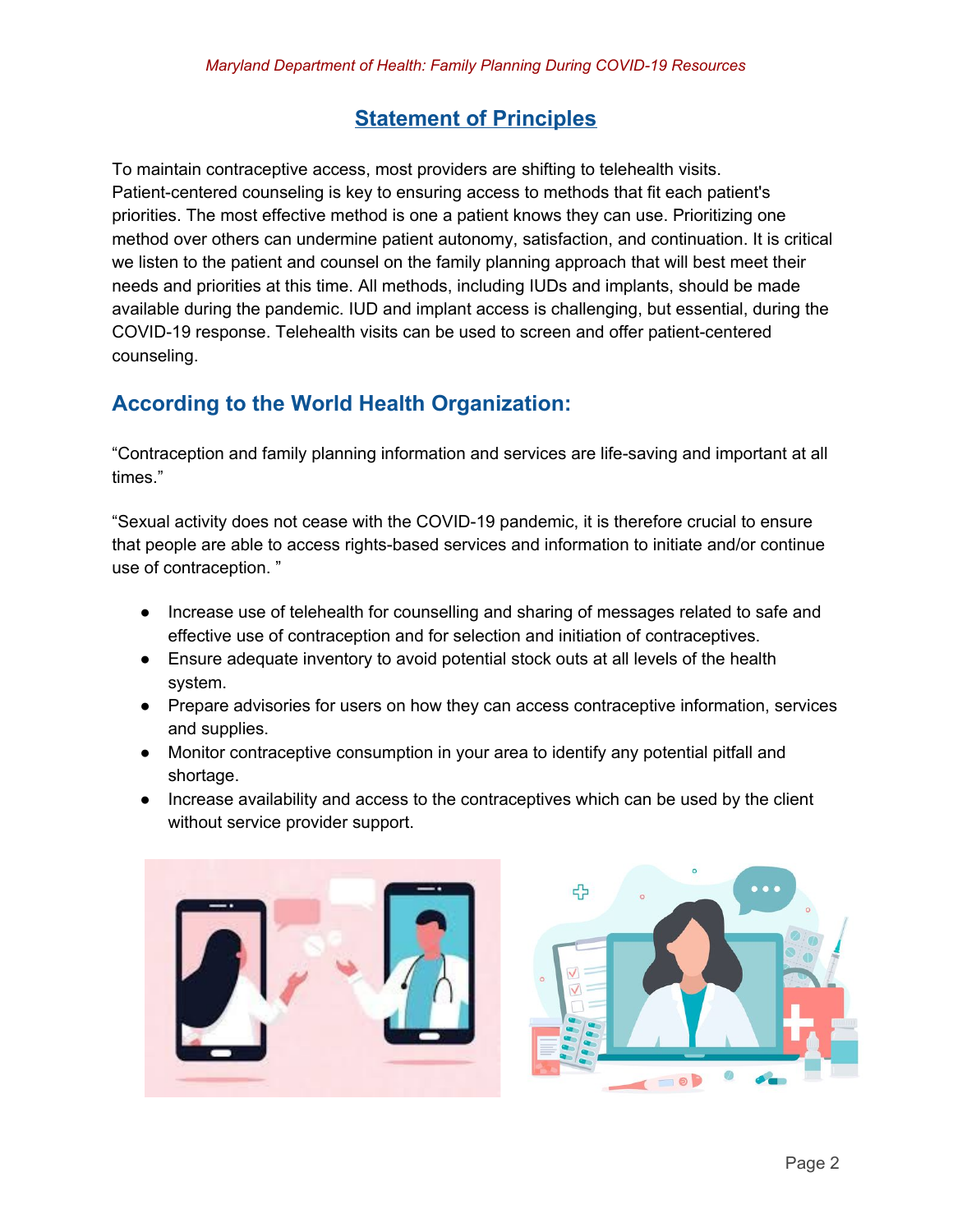## Statement of Principles

To maintain contraceptive access, most providers are shifting to telehealth visits. Patient-centered counseling is key to ensuring access to methods that fit each patient's priorities. The most effective method is one a patient knows they can use. Prioritizing one method over others can undermine patient autonomy, satisfaction, and continuation. It is critical we listen to the patient and counsel on the family planning approach that will best meet their needs and priorities at this time. All methods, including IUDs and implants, should be made available during the pandemic. IUD and implant access is challenging, but essential, during the COVID-19 response. Telehealth visits can be used to screen and offer patient-centered counseling.

## According to the World Health Organization:

"Contraception and family planning information and services are life-saving and important at all times."

"Sexual activity does not cease with the COVID-19 pandemic, it is therefore crucial to ensure that people are able to access rights-based services and information to initiate and/or continue use of contraception. "

- Increase use of telehealth for counselling and sharing of messages related to safe and effective use of contraception and for selection and initiation of contraceptives.
- Ensure adequate inventory to avoid potential stock outs at all levels of the health system.
- Prepare advisories for users on how they can access contraceptive information, services and supplies.
- Monitor contraceptive consumption in your area to identify any potential pitfall and shortage.
- Increase availability and access to the contraceptives which can be used by the client without service provider support.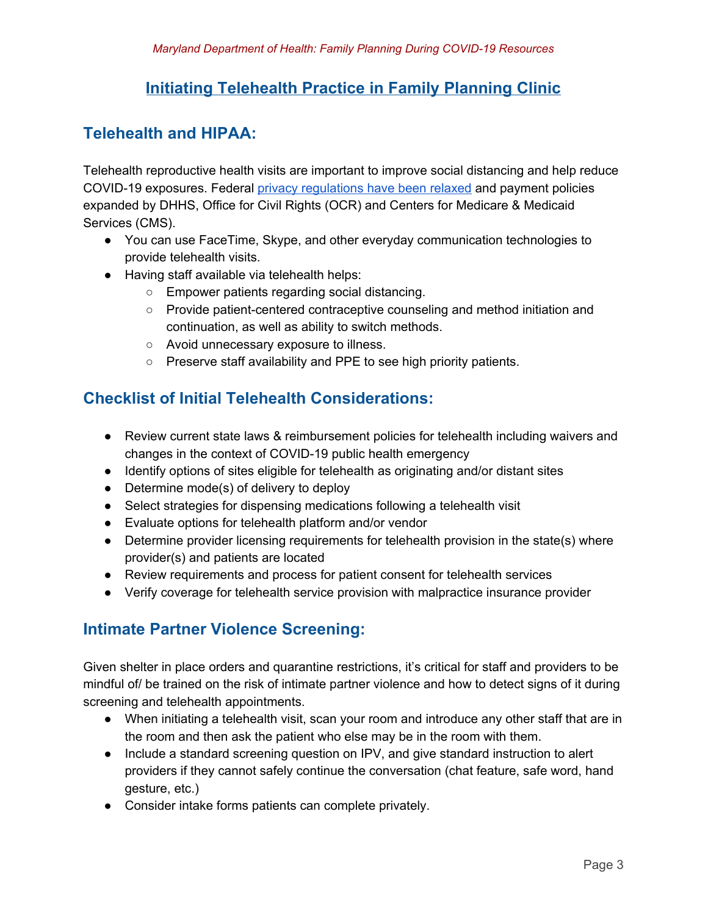# Initiating Telehealth Practice in Family Planning Clinic

## Telehealth and HIPAA:

Telehealth reproductive health visits are important to improve social distancing and help reduce COVID-19 exposures. Federal [privacy regulations have been relaxed]() and payment policies expanded by DHHS, Office for Civil Rights (OCR) and Centers for Medicare & Medicaid Services (CMS).

- You can use FaceTime, Skype, and other everyday communication technologies to provide telehealth visits.
- Having staff available via telehealth helps:
  - Empower patients regarding social distancing.
  - Provide patient-centered contraceptive counseling and method initiation and continuation, as well as ability to switch methods.
  - Avoid unnecessary exposure to illness.
  - Preserve staff availability and PPE to see high priority patients.

## Checklist of Initial Telehealth Considerations:

- Review current state laws & reimbursement policies for telehealth including waivers and changes in the context of COVID-19 public health emergency
- Identify options of sites eligible for telehealth as originating and/or distant sites
- Determine mode(s) of delivery to deploy
- Select strategies for dispensing medications following a telehealth visit
- Evaluate options for telehealth platform and/or vendor
- Determine provider licensing requirements for telehealth provision in the state(s) where provider(s) and patients are located
- Review requirements and process for patient consent for telehealth services
- Verify coverage for telehealth service provision with malpractice insurance provider

## Intimate Partner Violence Screening:

Given shelter in place orders and quarantine restrictions, it's critical for staff and providers to be mindful of/ be trained on the risk of intimate partner violence and how to detect signs of it during screening and telehealth appointments.

- When initiating a telehealth visit, scan your room and introduce any other staff that are in the room and then ask the patient who else may be in the room with them.
- Include a standard screening question on IPV, and give standard instruction to alert providers if they cannot safely continue the conversation (chat feature, safe word, hand gesture, etc.)
- Consider intake forms patients can complete privately.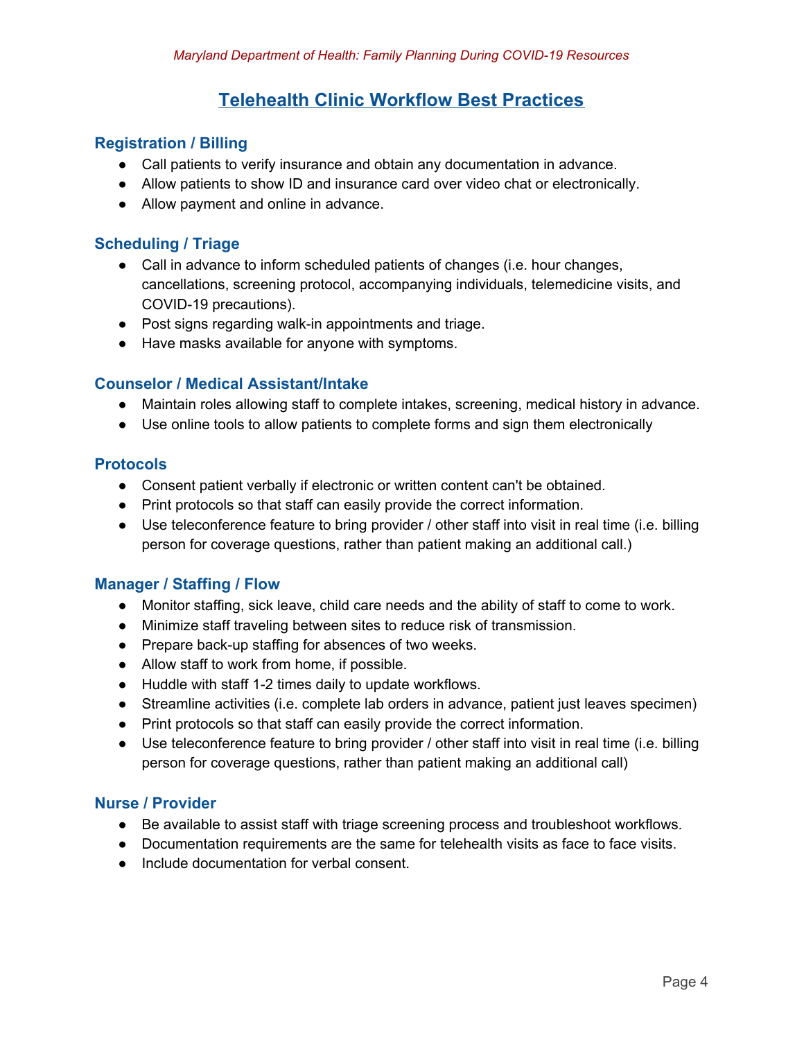## Telehealth Clinic Workflow Best Practices

### Registration / Billing

- Call patients to verify insurance and obtain any documentation in advance.
- Allow patients to show ID and insurance card over video chat or electronically.
- Allow payment and online in advance.

### Scheduling / Triage

- Call in advance to inform scheduled patients of changes (i.e. hour changes, cancellations, screening protocol, accompanying individuals, telemedicine visits, and COVID-19 precautions).
- Post signs regarding walk-in appointments and triage.
- Have masks available for anyone with symptoms.

### Counselor / Medical Assistant/Intake

- Maintain roles allowing staff to complete intakes, screening, medical history in advance.
- Use online tools to allow patients to complete forms and sign them electronically

### Protocols

- Consent patient verbally if electronic or written content can't be obtained.
- Print protocols so that staff can easily provide the correct information.
- Use teleconference feature to bring provider / other staff into visit in real time (i.e. billing person for coverage questions, rather than patient making an additional call.)

### Manager / Staffing / Flow

- Monitor staffing, sick leave, child care needs and the ability of staff to come to work.
- Minimize staff traveling between sites to reduce risk of transmission.
- Prepare back-up staffing for absences of two weeks.
- Allow staff to work from home, if possible.
- Huddle with staff 1-2 times daily to update workflows.
- Streamline activities (i.e. complete lab orders in advance, patient just leaves specimen)
- Print protocols so that staff can easily provide the correct information.
- Use teleconference feature to bring provider / other staff into visit in real time (i.e. billing person for coverage questions, rather than patient making an additional call)

### Nurse / Provider

- Be available to assist staff with triage screening process and troubleshoot workflows.
- Documentation requirements are the same for telehealth visits as face to face visits.
- Include documentation for verbal consent.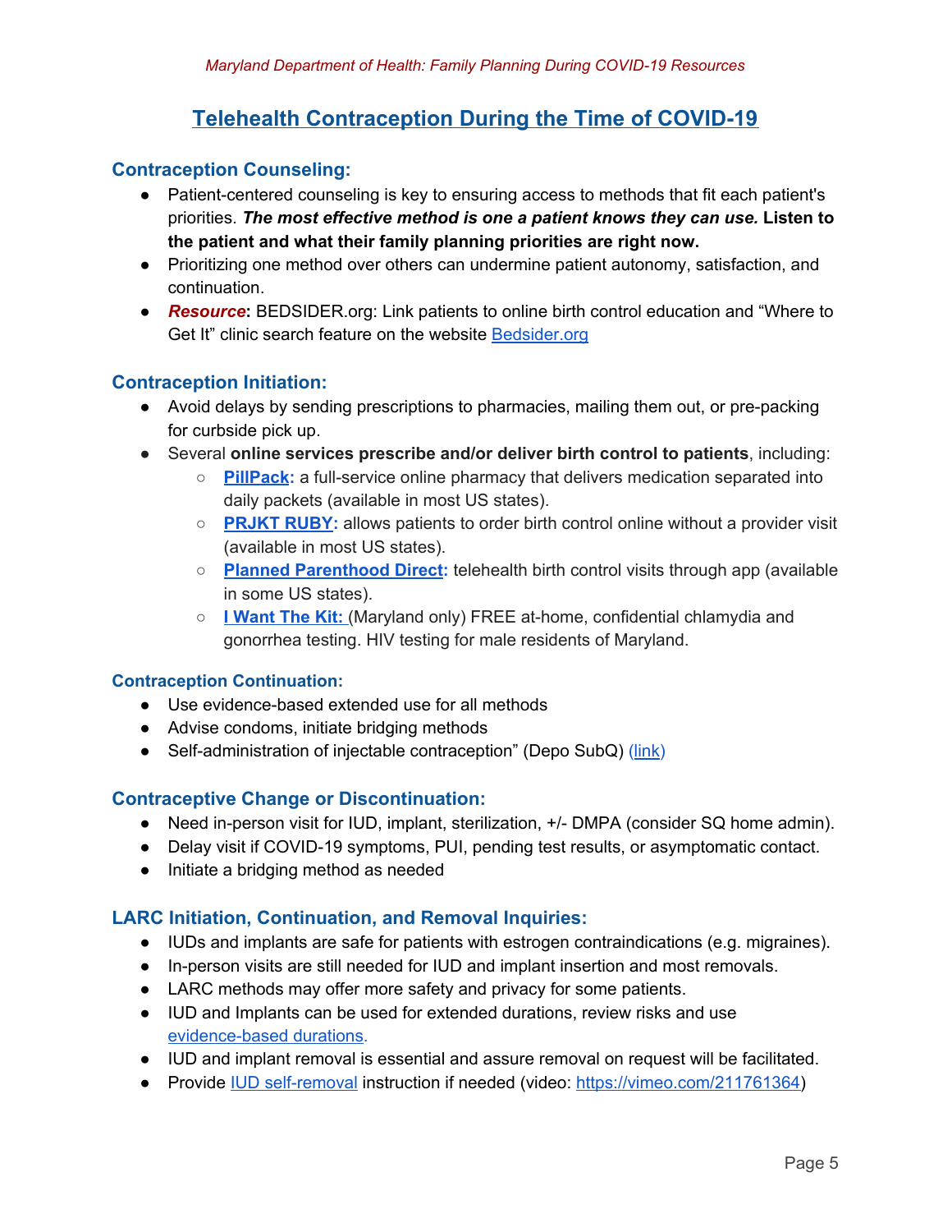# Telehealth Contraception During the Time of COVID-19

## Contraception Counseling:

- Patient-centered counseling is key to ensuring access to methods that fit each patient's priorities. ***The most effective method is one a patient knows they can use.*** **Listen to the patient and what their family planning priorities are right now.**
- Prioritizing one method over others can undermine patient autonomy, satisfaction, and continuation.
- ***Resource*****:** BEDSIDER.org: Link patients to online birth control education and "Where to Get It" clinic search feature on the website Bedsider.org

## Contraception Initiation:

- Avoid delays by sending prescriptions to pharmacies, mailing them out, or pre-packing for curbside pick up.
- Several **online services prescribe and/or deliver birth control to patients**, including:
  - **PillPack:** a full-service online pharmacy that delivers medication separated into daily packets (available in most US states).
  - **PRJKT RUBY:** allows patients to order birth control online without a provider visit (available in most US states).
  - **Planned Parenthood Direct:** telehealth birth control visits through app (available in some US states).
  - **I Want The Kit:** (Maryland only) FREE at-home, confidential chlamydia and gonorrhea testing. HIV testing for male residents of Maryland.

### Contraception Continuation:

- Use evidence-based extended use for all methods
- Advise condoms, initiate bridging methods
- Self-administration of injectable contraception" (Depo SubQ) (link)

## Contraceptive Change or Discontinuation:

- Need in-person visit for IUD, implant, sterilization, +/- DMPA (consider SQ home admin).
- Delay visit if COVID-19 symptoms, PUI, pending test results, or asymptomatic contact.
- Initiate a bridging method as needed

## LARC Initiation, Continuation, and Removal Inquiries:

- IUDs and implants are safe for patients with estrogen contraindications (e.g. migraines).
- In-person visits are still needed for IUD and implant insertion and most removals.
- LARC methods may offer more safety and privacy for some patients.
- IUD and Implants can be used for extended durations, review risks and use evidence-based durations.
- IUD and implant removal is essential and assure removal on request will be facilitated.
- Provide IUD self-removal instruction if needed (video: https://vimeo.com/211761364)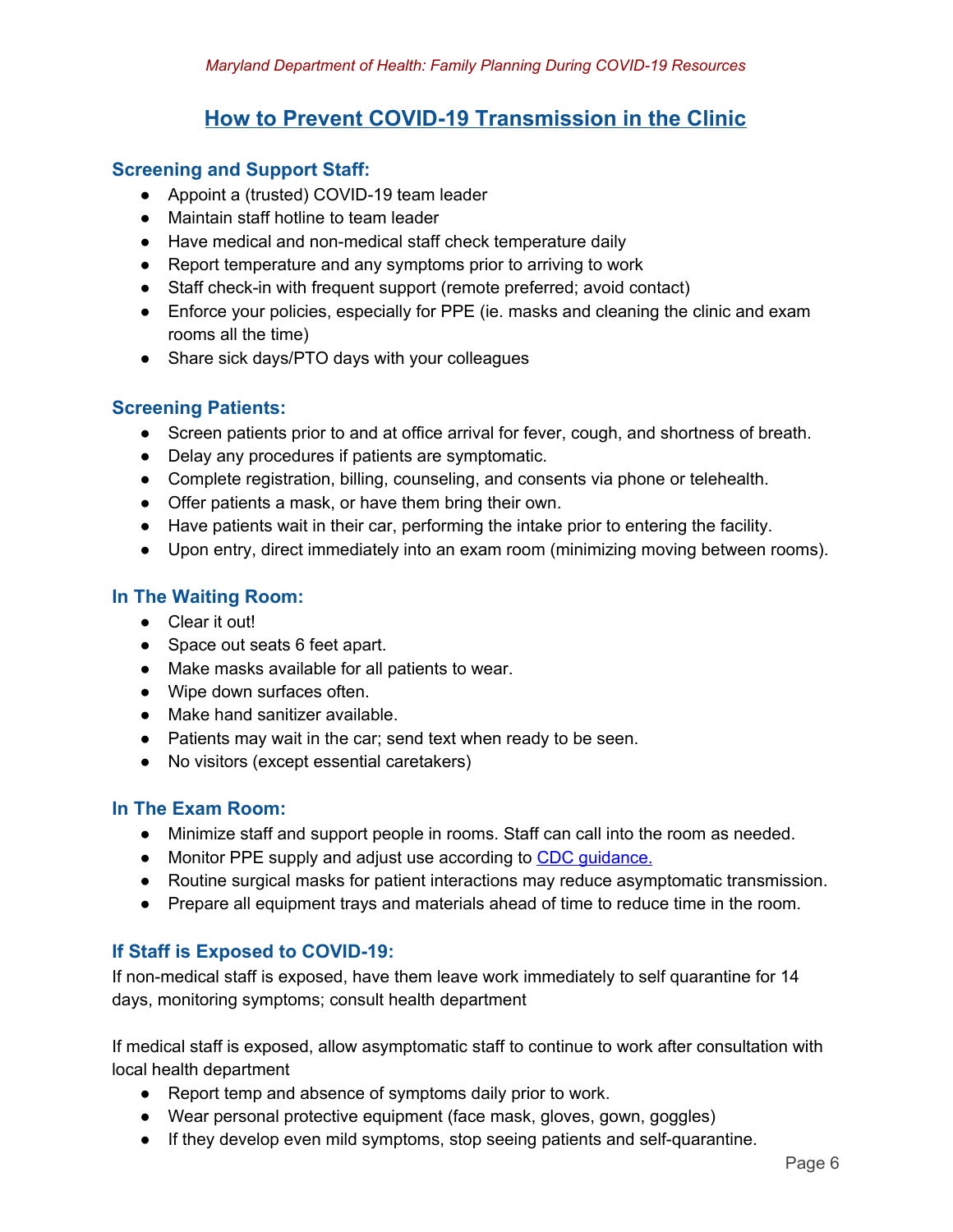# How to Prevent COVID-19 Transmission in the Clinic

## Screening and Support Staff:

- Appoint a (trusted) COVID-19 team leader
- Maintain staff hotline to team leader
- Have medical and non-medical staff check temperature daily
- Report temperature and any symptoms prior to arriving to work
- Staff check-in with frequent support (remote preferred; avoid contact)
- Enforce your policies, especially for PPE (ie. masks and cleaning the clinic and exam rooms all the time)
- Share sick days/PTO days with your colleagues

## Screening Patients:

- Screen patients prior to and at office arrival for fever, cough, and shortness of breath.
- Delay any procedures if patients are symptomatic.
- Complete registration, billing, counseling, and consents via phone or telehealth.
- Offer patients a mask, or have them bring their own.
- Have patients wait in their car, performing the intake prior to entering the facility.
- Upon entry, direct immediately into an exam room (minimizing moving between rooms).

## In The Waiting Room:

- Clear it out!
- Space out seats 6 feet apart.
- Make masks available for all patients to wear.
- Wipe down surfaces often.
- Make hand sanitizer available.
- Patients may wait in the car; send text when ready to be seen.
- No visitors (except essential caretakers)

## In The Exam Room:

- Minimize staff and support people in rooms. Staff can call into the room as needed.
- Monitor PPE supply and adjust use according to CDC guidance.
- Routine surgical masks for patient interactions may reduce asymptomatic transmission.
- Prepare all equipment trays and materials ahead of time to reduce time in the room.

## If Staff is Exposed to COVID-19:

If non-medical staff is exposed, have them leave work immediately to self quarantine for 14 days, monitoring symptoms; consult health department

If medical staff is exposed, allow asymptomatic staff to continue to work after consultation with local health department

- Report temp and absence of symptoms daily prior to work.
- Wear personal protective equipment (face mask, gloves, gown, goggles)
- If they develop even mild symptoms, stop seeing patients and self-quarantine.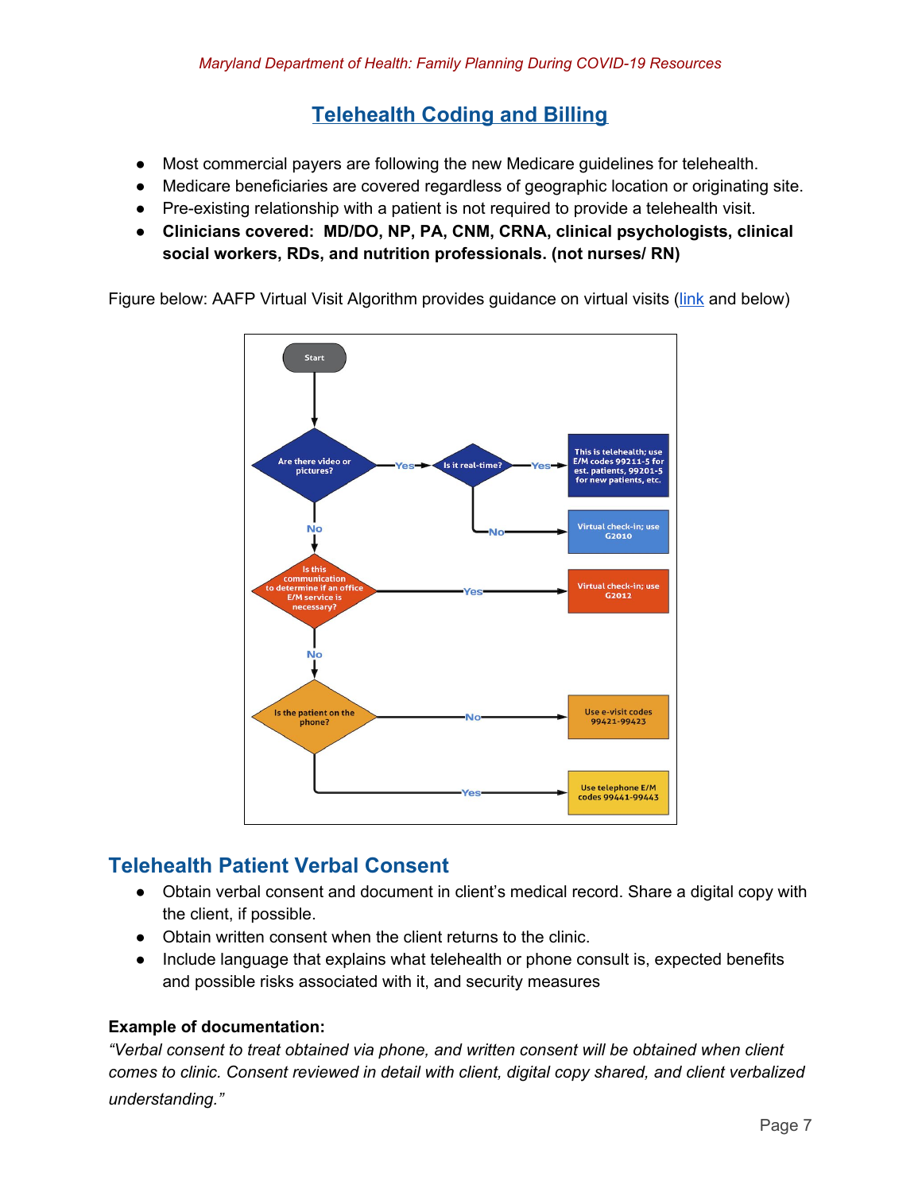## Telehealth Coding and Billing

- Most commercial payers are following the new Medicare guidelines for telehealth.
- Medicare beneficiaries are covered regardless of geographic location or originating site.
- Pre-existing relationship with a patient is not required to provide a telehealth visit.
- **Clinicians covered: MD/DO, NP, PA, CNM, CRNA, clinical psychologists, clinical social workers, RDs, and nutrition professionals. (not nurses/ RN)**

Figure below: AAFP Virtual Visit Algorithm provides guidance on virtual visits (link and below)

- Start
- Are there video or pictures?
  - Yes → Is it real-time?
    - Yes → This is telehealth; use E/M codes 99211-5 for est. patients, 99201-5 for new patients, etc.
    - No → Virtual check-in; use G2010
  - No → Is this communication to determine if an office E/M service is necessary?
    - Yes → Virtual check-in; use G2012
    - No → Is the patient on the phone?
      - No → Use e-visit codes 99421-99423
      - Yes → Use telephone E/M codes 99441-99443

## Telehealth Patient Verbal Consent

- Obtain verbal consent and document in client's medical record. Share a digital copy with the client, if possible.
- Obtain written consent when the client returns to the clinic.
- Include language that explains what telehealth or phone consult is, expected benefits and possible risks associated with it, and security measures

**Example of documentation:**

*"Verbal consent to treat obtained via phone, and written consent will be obtained when client comes to clinic. Consent reviewed in detail with client, digital copy shared, and client verbalized understanding."*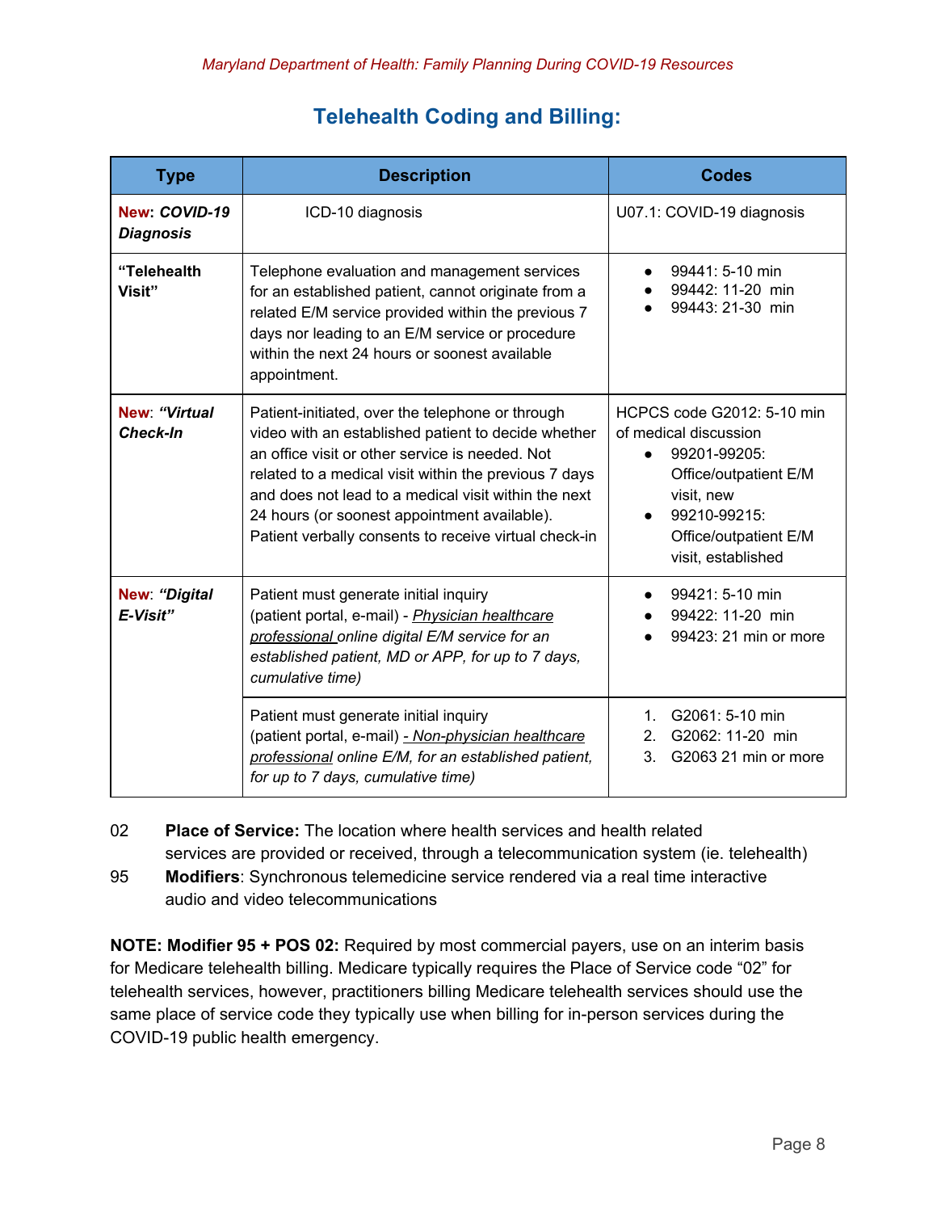## Telehealth Coding and Billing:

| Type | Description | Codes |
|---|---|---|
| **New**: ***COVID-19 Diagnosis*** | ICD-10 diagnosis | U07.1: COVID-19 diagnosis |
| **"Telehealth Visit"** | Telephone evaluation and management services for an established patient, cannot originate from a related E/M service provided within the previous 7 days nor leading to an E/M service or procedure within the next 24 hours or soonest available appointment. | • 99441: 5-10 min<br>• 99442: 11-20 min<br>• 99443: 21-30 min |
| **New**: ***"Virtual Check-In*** | Patient-initiated, over the telephone or through video with an established patient to decide whether an office visit or other service is needed. Not related to a medical visit within the previous 7 days and does not lead to a medical visit within the next 24 hours (or soonest appointment available). Patient verbally consents to receive virtual check-in | HCPCS code G2012: 5-10 min of medical discussion<br>• 99201-99205: Office/outpatient E/M visit, new<br>• 99210-99215: Office/outpatient E/M visit, established |
| **New**: ***"Digital E-Visit"*** | Patient must generate initial inquiry (patient portal, e-mail) - *Physician healthcare professional online digital E/M service for an established patient, MD or APP, for up to 7 days, cumulative time)* | • 99421: 5-10 min<br>• 99422: 11-20 min<br>• 99423: 21 min or more |
| | Patient must generate initial inquiry (patient portal, e-mail) *- Non-physician healthcare professional online E/M, for an established patient, for up to 7 days, cumulative time)* | 1. G2061: 5-10 min<br>2. G2062: 11-20 min<br>3. G2063 21 min or more |

02 **Place of Service:** The location where health services and health related services are provided or received, through a telecommunication system (ie. telehealth)

95 **Modifiers**: Synchronous telemedicine service rendered via a real time interactive audio and video telecommunications

**NOTE: Modifier 95 + POS 02:** Required by most commercial payers, use on an interim basis for Medicare telehealth billing. Medicare typically requires the Place of Service code "02" for telehealth services, however, practitioners billing Medicare telehealth services should use the same place of service code they typically use when billing for in-person services during the COVID-19 public health emergency.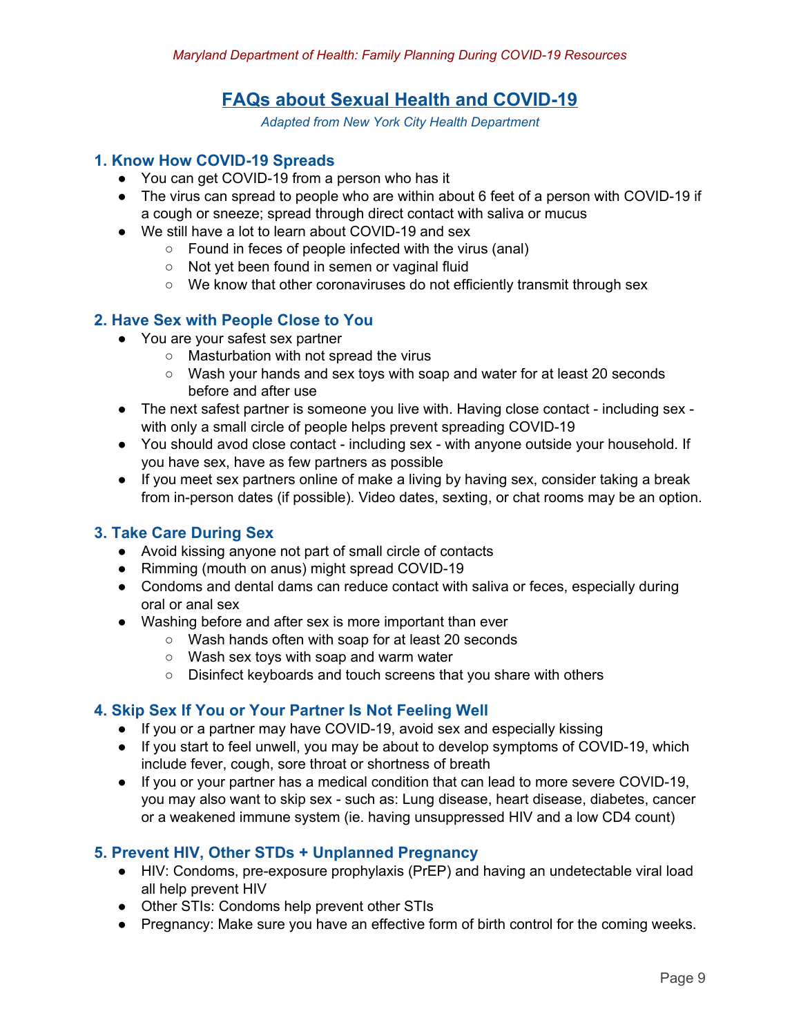# FAQs about Sexual Health and COVID-19

*Adapted from New York City Health Department*

## 1. Know How COVID-19 Spreads

- You can get COVID-19 from a person who has it
- The virus can spread to people who are within about 6 feet of a person with COVID-19 if a cough or sneeze; spread through direct contact with saliva or mucus
- We still have a lot to learn about COVID-19 and sex
    - Found in feces of people infected with the virus (anal)
    - Not yet been found in semen or vaginal fluid
    - We know that other coronaviruses do not efficiently transmit through sex

## 2. Have Sex with People Close to You

- You are your safest sex partner
    - Masturbation with not spread the virus
    - Wash your hands and sex toys with soap and water for at least 20 seconds before and after use
- The next safest partner is someone you live with. Having close contact - including sex - with only a small circle of people helps prevent spreading COVID-19
- You should avod close contact - including sex - with anyone outside your household. If you have sex, have as few partners as possible
- If you meet sex partners online of make a living by having sex, consider taking a break from in-person dates (if possible). Video dates, sexting, or chat rooms may be an option.

## 3. Take Care During Sex

- Avoid kissing anyone not part of small circle of contacts
- Rimming (mouth on anus) might spread COVID-19
- Condoms and dental dams can reduce contact with saliva or feces, especially during oral or anal sex
- Washing before and after sex is more important than ever
    - Wash hands often with soap for at least 20 seconds
    - Wash sex toys with soap and warm water
    - Disinfect keyboards and touch screens that you share with others

## 4. Skip Sex If You or Your Partner Is Not Feeling Well

- If you or a partner may have COVID-19, avoid sex and especially kissing
- If you start to feel unwell, you may be about to develop symptoms of COVID-19, which include fever, cough, sore throat or shortness of breath
- If you or your partner has a medical condition that can lead to more severe COVID-19, you may also want to skip sex - such as: Lung disease, heart disease, diabetes, cancer or a weakened immune system (ie. having unsuppressed HIV and a low CD4 count)

## 5. Prevent HIV, Other STDs + Unplanned Pregnancy

- HIV: Condoms, pre-exposure prophylaxis (PrEP) and having an undetectable viral load all help prevent HIV
- Other STIs: Condoms help prevent other STIs
- Pregnancy: Make sure you have an effective form of birth control for the coming weeks.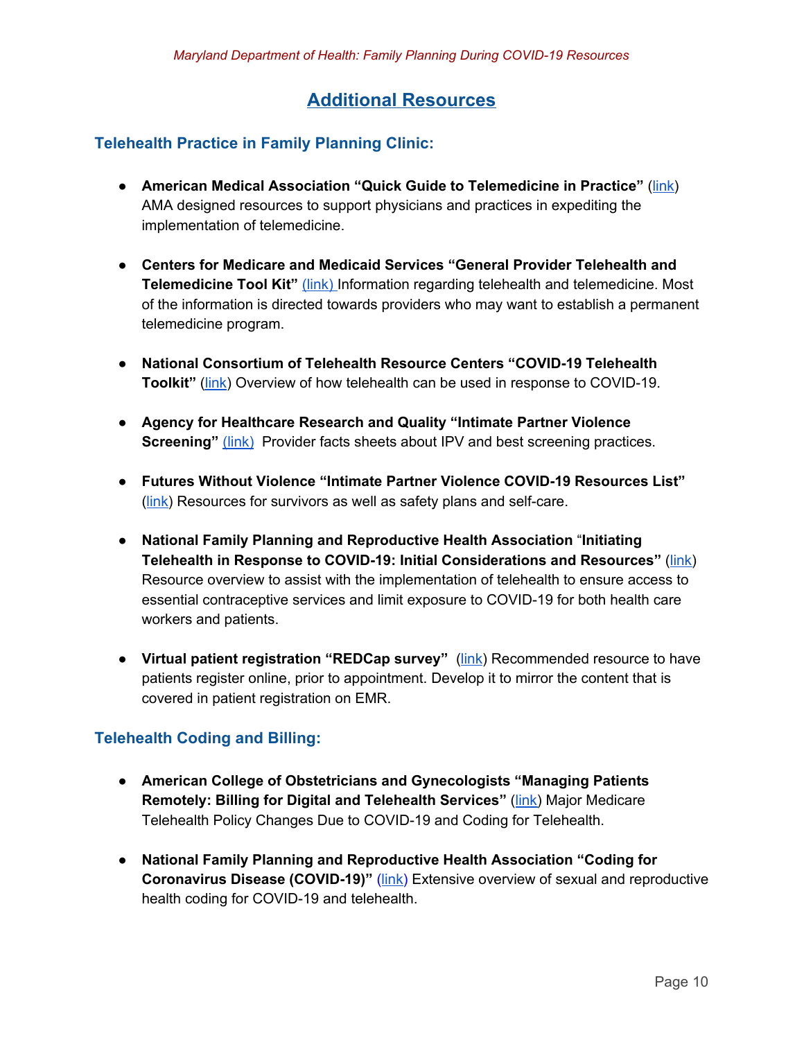# Additional Resources

## Telehealth Practice in Family Planning Clinic:

- **American Medical Association "Quick Guide to Telemedicine in Practice"** (link) AMA designed resources to support physicians and practices in expediting the implementation of telemedicine.

- **Centers for Medicare and Medicaid Services "General Provider Telehealth and Telemedicine Tool Kit"** (link) Information regarding telehealth and telemedicine. Most of the information is directed towards providers who may want to establish a permanent telemedicine program.

- **National Consortium of Telehealth Resource Centers "COVID-19 Telehealth Toolkit"** (link) Overview of how telehealth can be used in response to COVID-19.

- **Agency for Healthcare Research and Quality "Intimate Partner Violence Screening"** (link) Provider facts sheets about IPV and best screening practices.

- **Futures Without Violence "Intimate Partner Violence COVID-19 Resources List"** (link) Resources for survivors as well as safety plans and self-care.

- **National Family Planning and Reproductive Health Association** "**Initiating Telehealth in Response to COVID-19: Initial Considerations and Resources"** (link) Resource overview to assist with the implementation of telehealth to ensure access to essential contraceptive services and limit exposure to COVID-19 for both health care workers and patients.

- **Virtual patient registration "REDCap survey"** (link) Recommended resource to have patients register online, prior to appointment. Develop it to mirror the content that is covered in patient registration on EMR.

## Telehealth Coding and Billing:

- **American College of Obstetricians and Gynecologists "Managing Patients Remotely: Billing for Digital and Telehealth Services"** (link) Major Medicare Telehealth Policy Changes Due to COVID-19 and Coding for Telehealth.

- **National Family Planning and Reproductive Health Association "Coding for Coronavirus Disease (COVID-19)"** (link) Extensive overview of sexual and reproductive health coding for COVID-19 and telehealth.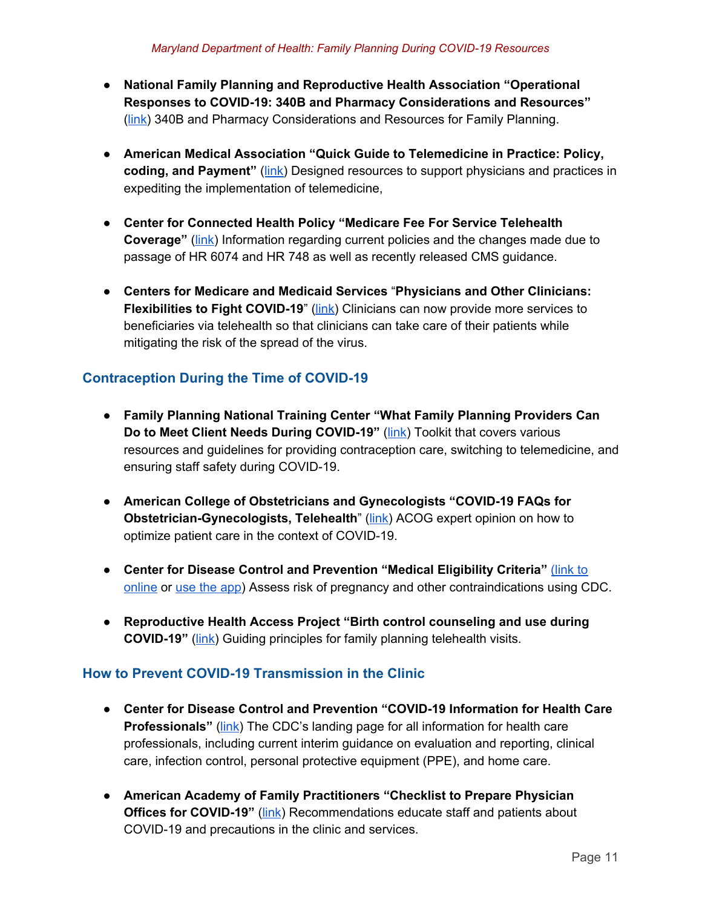- **National Family Planning and Reproductive Health Association "Operational Responses to COVID-19: 340B and Pharmacy Considerations and Resources"** (link) 340B and Pharmacy Considerations and Resources for Family Planning.

- **American Medical Association "Quick Guide to Telemedicine in Practice: Policy, coding, and Payment"** (link) Designed resources to support physicians and practices in expediting the implementation of telemedicine,

- **Center for Connected Health Policy "Medicare Fee For Service Telehealth Coverage"** (link) Information regarding current policies and the changes made due to passage of HR 6074 and HR 748 as well as recently released CMS guidance.

- **Centers for Medicare and Medicaid Services** "**Physicians and Other Clinicians: Flexibilities to Fight COVID-19**" (link) Clinicians can now provide more services to beneficiaries via telehealth so that clinicians can take care of their patients while mitigating the risk of the spread of the virus.

## Contraception During the Time of COVID-19

- **Family Planning National Training Center "What Family Planning Providers Can Do to Meet Client Needs During COVID-19"** (link) Toolkit that covers various resources and guidelines for providing contraception care, switching to telemedicine, and ensuring staff safety during COVID-19.

- **American College of Obstetricians and Gynecologists "COVID-19 FAQs for Obstetrician-Gynecologists, Telehealth**" (link) ACOG expert opinion on how to optimize patient care in the context of COVID-19.

- **Center for Disease Control and Prevention "Medical Eligibility Criteria"** (link to online or use the app) Assess risk of pregnancy and other contraindications using CDC.

- **Reproductive Health Access Project "Birth control counseling and use during COVID-19"** (link) Guiding principles for family planning telehealth visits.

## How to Prevent COVID-19 Transmission in the Clinic

- **Center for Disease Control and Prevention "COVID-19 Information for Health Care Professionals"** (link) The CDC's landing page for all information for health care professionals, including current interim guidance on evaluation and reporting, clinical care, infection control, personal protective equipment (PPE), and home care.

- **American Academy of Family Practitioners "Checklist to Prepare Physician Offices for COVID-19"** (link) Recommendations educate staff and patients about COVID-19 and precautions in the clinic and services.